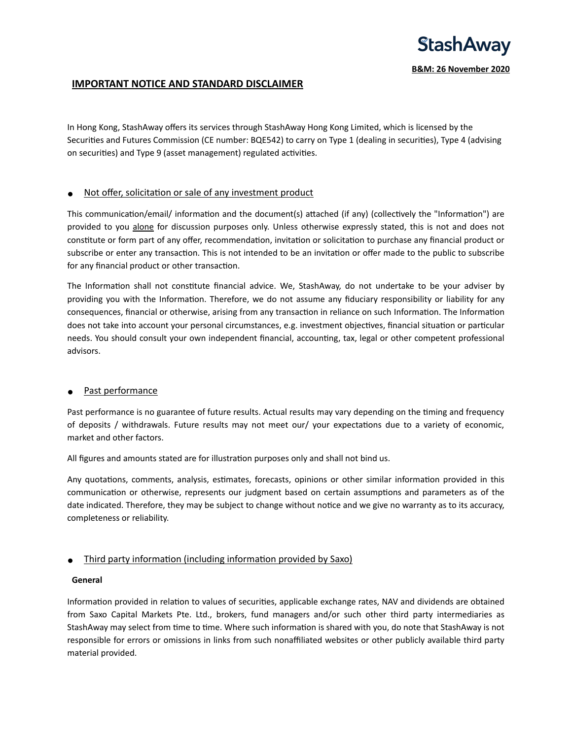**StashAway**

**B&M: 26 November 2020**

# IMPORTANT NOTICE AND STANDARD DISCLAIMER

In Hong Kong, StashAway offers its services through StashAway Hong Kong Limited, which is licensed by the Securities and Futures Commission (CE number: BQE542) to carry on Type 1 (dealing in securities), Type 4 (advising on securities) and Type 9 (asset management) regulated activities.

- Not offer, solicitation or sale of any investment product

This communication/email/ information and the document(s) attached (if any) (collectively the "Information") are provided to you alone for discussion purposes only. Unless otherwise expressly stated, this is not and does not constitute or form part of any offer, recommendation, invitation or solicitation to purchase any financial product or subscribe or enter any transaction. This is not intended to be an invitation or offer made to the public to subscribe for any financial product or other transaction.

The Information shall not constitute financial advice. We, StashAway, do not undertake to be your adviser by providing you with the Information. Therefore, we do not assume any fiduciary responsibility or liability for any consequences, financial or otherwise, arising from any transaction in reliance on such Information. The Information does not take into account your personal circumstances, e.g. investment objectives, financial situation or particular needs. You should consult your own independent financial, accounting, tax, legal or other competent professional advisors.

- Past performance

Past performance is no guarantee of future results. Actual results may vary depending on the timing and frequency of deposits / withdrawals. Future results may not meet our/ your expectations due to a variety of economic, market and other factors.

All figures and amounts stated are for illustration purposes only and shall not bind us.

Any quotations, comments, analysis, estimates, forecasts, opinions or other similar information provided in this communication or otherwise, represents our judgment based on certain assumptions and parameters as of the date indicated. Therefore, they may be subject to change without notice and we give no warranty as to its accuracy, completeness or reliability.

- Third party information (including information provided by Saxo)

**General**

Information provided in relation to values of securities, applicable exchange rates, NAV and dividends are obtained from Saxo Capital Markets Pte. Ltd., brokers, fund managers and/or such other third party intermediaries as StashAway may select from time to time. Where such information is shared with you, do note that StashAway is not responsible for errors or omissions in links from such nonaffiliated websites or other publicly available third party material provided.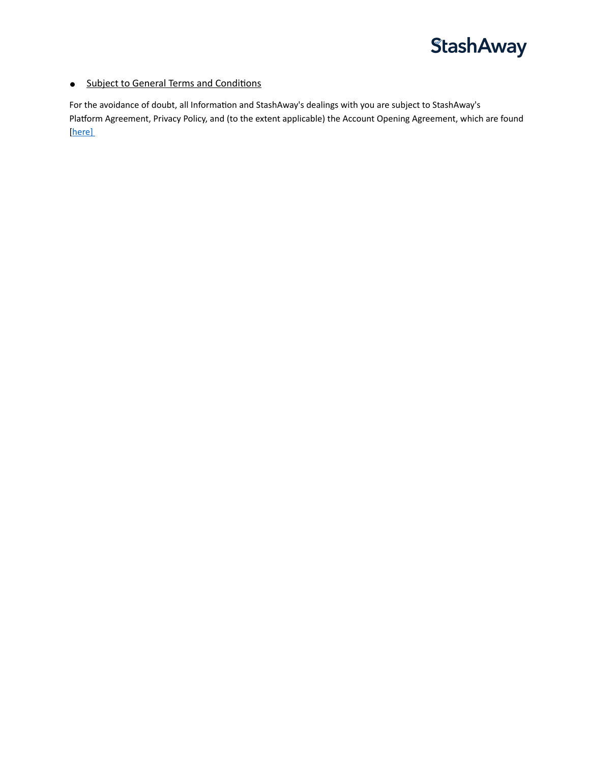- Subject to General Terms and Conditions

For the avoidance of doubt, all Information and StashAway's dealings with you are subject to StashAway's Platform Agreement, Privacy Policy, and (to the extent applicable) the Account Opening Agreement, which are found [here]